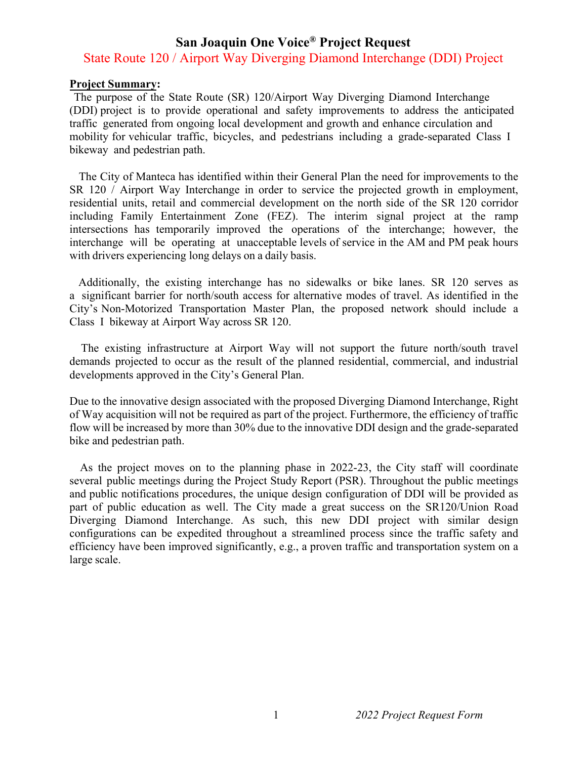# San Joaquin One Voice® Project Request

## State Route 120 / Airport Way Diverging Diamond Interchange (DDI) Project

**Project Summary:**

The purpose of the State Route (SR) 120/Airport Way Diverging Diamond Interchange (DDI) project is to provide operational and safety improvements to address the anticipated traffic generated from ongoing local development and growth and enhance circulation and mobility for vehicular traffic, bicycles, and pedestrians including a grade-separated Class I bikeway and pedestrian path.

The City of Manteca has identified within their General Plan the need for improvements to the SR 120 / Airport Way Interchange in order to service the projected growth in employment, residential units, retail and commercial development on the north side of the SR 120 corridor including Family Entertainment Zone (FEZ). The interim signal project at the ramp intersections has temporarily improved the operations of the interchange; however, the interchange will be operating at unacceptable levels of service in the AM and PM peak hours with drivers experiencing long delays on a daily basis.

Additionally, the existing interchange has no sidewalks or bike lanes. SR 120 serves as a significant barrier for north/south access for alternative modes of travel. As identified in the City's Non-Motorized Transportation Master Plan, the proposed network should include a Class I bikeway at Airport Way across SR 120.

The existing infrastructure at Airport Way will not support the future north/south travel demands projected to occur as the result of the planned residential, commercial, and industrial developments approved in the City's General Plan.

Due to the innovative design associated with the proposed Diverging Diamond Interchange, Right of Way acquisition will not be required as part of the project. Furthermore, the efficiency of traffic flow will be increased by more than 30% due to the innovative DDI design and the grade-separated bike and pedestrian path.

As the project moves on to the planning phase in 2022-23, the City staff will coordinate several public meetings during the Project Study Report (PSR). Throughout the public meetings and public notifications procedures, the unique design configuration of DDI will be provided as part of public education as well. The City made a great success on the SR120/Union Road Diverging Diamond Interchange. As such, this new DDI project with similar design configurations can be expedited throughout a streamlined process since the traffic safety and efficiency have been improved significantly, e.g., a proven traffic and transportation system on a large scale.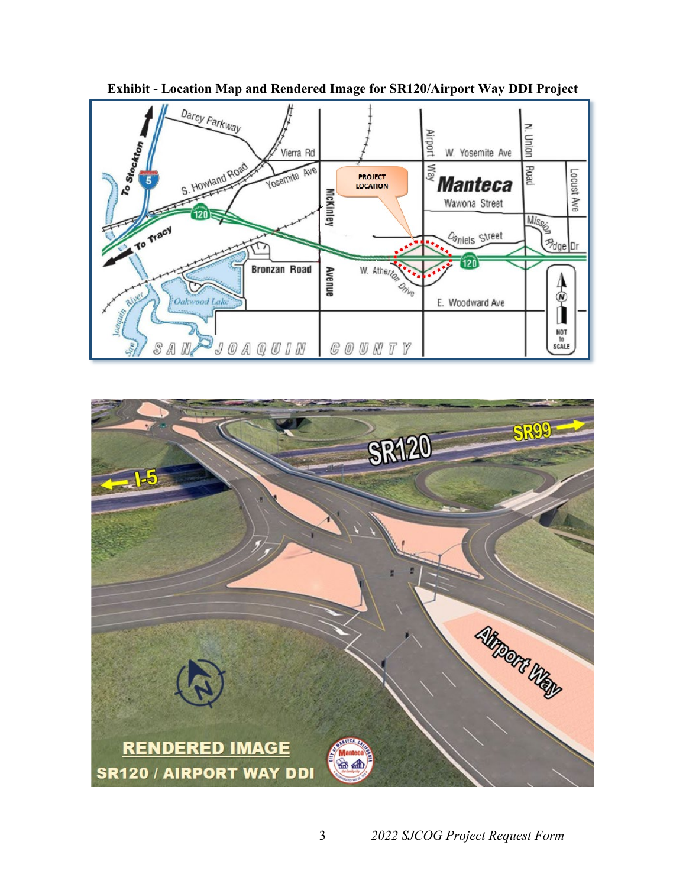**Exhibit - Location Map and Rendered Image for SR120/Airport Way DDI Project**

To Stockton

Darcy Parkway

Vierra Rd

S. Howland Road

Yosemite Ave

5

120

To Tracy

PROJECT LOCATION

McKinley Avenue

Airport Way

W. Yosemite Ave

Manteca

Wawona Street

N. Union Road

Locust Ave

Mission Ridge Dr

Daniels Street

120

Bronzan Road

W. Atherton Drive

E. Woodward Ave

Oakwood Lake

San Joaquin River

SAN JOAQUIN COUNTY

N

NOT to SCALE

SR120

SR99

I-5

Airport Way

N

RENDERED IMAGE

SR120 / AIRPORT WAY DDI

CITY OF MANTECA, CALIFORNIA

Manteca

*2022 SJCOG Project Request Form*